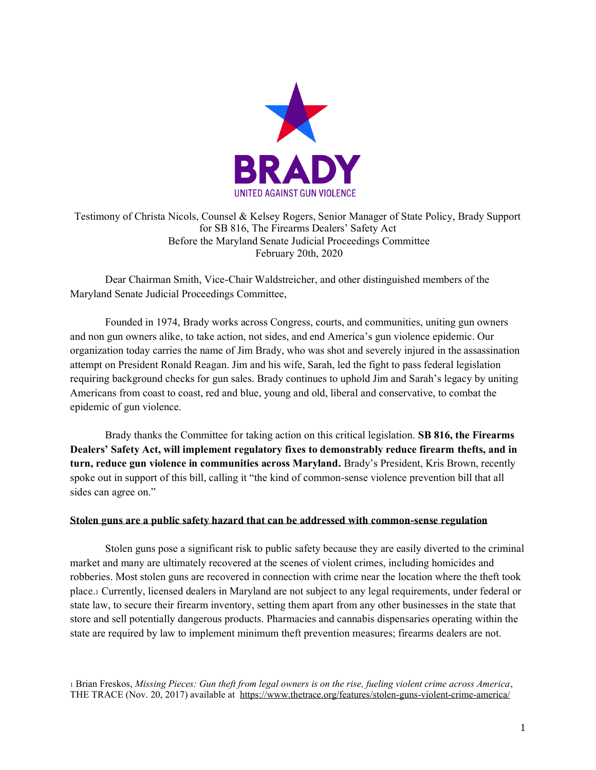BRADY

UNITED AGAINST GUN VIOLENCE

Testimony of Christa Nicols, Counsel & Kelsey Rogers, Senior Manager of State Policy, Brady Support for SB 816, The Firearms Dealers' Safety Act
Before the Maryland Senate Judicial Proceedings Committee
February 20th, 2020

Dear Chairman Smith, Vice-Chair Waldstreicher, and other distinguished members of the Maryland Senate Judicial Proceedings Committee,

Founded in 1974, Brady works across Congress, courts, and communities, uniting gun owners and non gun owners alike, to take action, not sides, and end America's gun violence epidemic. Our organization today carries the name of Jim Brady, who was shot and severely injured in the assassination attempt on President Ronald Reagan. Jim and his wife, Sarah, led the fight to pass federal legislation requiring background checks for gun sales. Brady continues to uphold Jim and Sarah's legacy by uniting Americans from coast to coast, red and blue, young and old, liberal and conservative, to combat the epidemic of gun violence.

Brady thanks the Committee for taking action on this critical legislation. **SB 816, the Firearms Dealers' Safety Act, will implement regulatory fixes to demonstrably reduce firearm thefts, and in turn, reduce gun violence in communities across Maryland.** Brady's President, Kris Brown, recently spoke out in support of this bill, calling it "the kind of common-sense violence prevention bill that all sides can agree on."

**Stolen guns are a public safety hazard that can be addressed with common-sense regulation**

Stolen guns pose a significant risk to public safety because they are easily diverted to the criminal market and many are ultimately recovered at the scenes of violent crimes, including homicides and robberies. Most stolen guns are recovered in connection with crime near the location where the theft took place.[1] Currently, licensed dealers in Maryland are not subject to any legal requirements, under federal or state law, to secure their firearm inventory, setting them apart from any other businesses in the state that store and sell potentially dangerous products. Pharmacies and cannabis dispensaries operating within the state are required by law to implement minimum theft prevention measures; firearms dealers are not.

[1] Brian Freskos, *Missing Pieces: Gun theft from legal owners is on the rise, fueling violent crime across America*, THE TRACE (Nov. 20, 2017) available at https://www.thetrace.org/features/stolen-guns-violent-crime-america/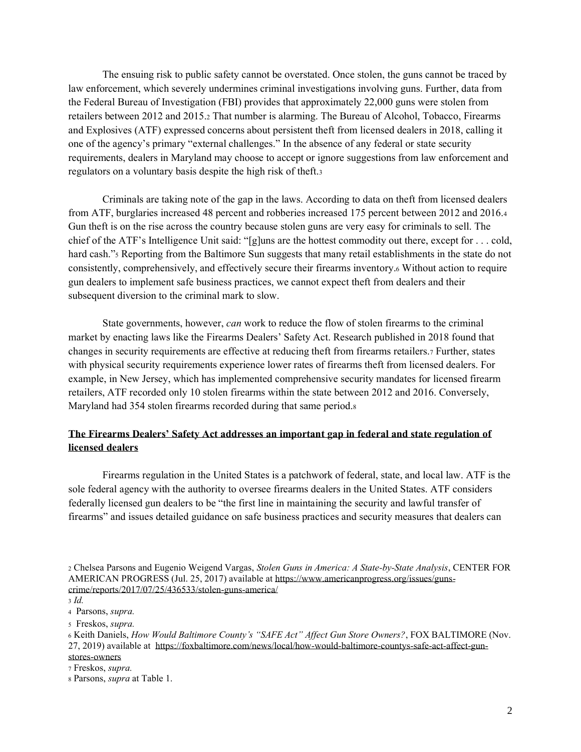The ensuing risk to public safety cannot be overstated. Once stolen, the guns cannot be traced by law enforcement, which severely undermines criminal investigations involving guns. Further, data from the Federal Bureau of Investigation (FBI) provides that approximately 22,000 guns were stolen from retailers between 2012 and 2015.[2] That number is alarming. The Bureau of Alcohol, Tobacco, Firearms and Explosives (ATF) expressed concerns about persistent theft from licensed dealers in 2018, calling it one of the agency's primary "external challenges." In the absence of any federal or state security requirements, dealers in Maryland may choose to accept or ignore suggestions from law enforcement and regulators on a voluntary basis despite the high risk of theft.[3]

Criminals are taking note of the gap in the laws. According to data on theft from licensed dealers from ATF, burglaries increased 48 percent and robberies increased 175 percent between 2012 and 2016.[4] Gun theft is on the rise across the country because stolen guns are very easy for criminals to sell. The chief of the ATF's Intelligence Unit said: "[g]uns are the hottest commodity out there, except for . . . cold, hard cash."[5] Reporting from the Baltimore Sun suggests that many retail establishments in the state do not consistently, comprehensively, and effectively secure their firearms inventory.[6] Without action to require gun dealers to implement safe business practices, we cannot expect theft from dealers and their subsequent diversion to the criminal mark to slow.

State governments, however, *can* work to reduce the flow of stolen firearms to the criminal market by enacting laws like the Firearms Dealers' Safety Act. Research published in 2018 found that changes in security requirements are effective at reducing theft from firearms retailers.[7] Further, states with physical security requirements experience lower rates of firearms theft from licensed dealers. For example, in New Jersey, which has implemented comprehensive security mandates for licensed firearm retailers, ATF recorded only 10 stolen firearms within the state between 2012 and 2016. Conversely, Maryland had 354 stolen firearms recorded during that same period.[8]

**The Firearms Dealers' Safety Act addresses an important gap in federal and state regulation of licensed dealers**

Firearms regulation in the United States is a patchwork of federal, state, and local law. ATF is the sole federal agency with the authority to oversee firearms dealers in the United States. ATF considers federally licensed gun dealers to be "the first line in maintaining the security and lawful transfer of firearms" and issues detailed guidance on safe business practices and security measures that dealers can

---

[2] Chelsea Parsons and Eugenio Weigend Vargas, *Stolen Guns in America: A State-by-State Analysis*, CENTER FOR AMERICAN PROGRESS (Jul. 25, 2017) available at https://www.americanprogress.org/issues/guns-crime/reports/2017/07/25/436533/stolen-guns-america/

[3] *Id.*

[4] Parsons, *supra.*

[5] Freskos, *supra.*

[6] Keith Daniels, *How Would Baltimore County's "SAFE Act" Affect Gun Store Owners?*, FOX BALTIMORE (Nov. 27, 2019) available at https://foxbaltimore.com/news/local/how-would-baltimore-countys-safe-act-affect-gun-stores-owners

[7] Freskos, *supra.*

[8] Parsons, *supra* at Table 1.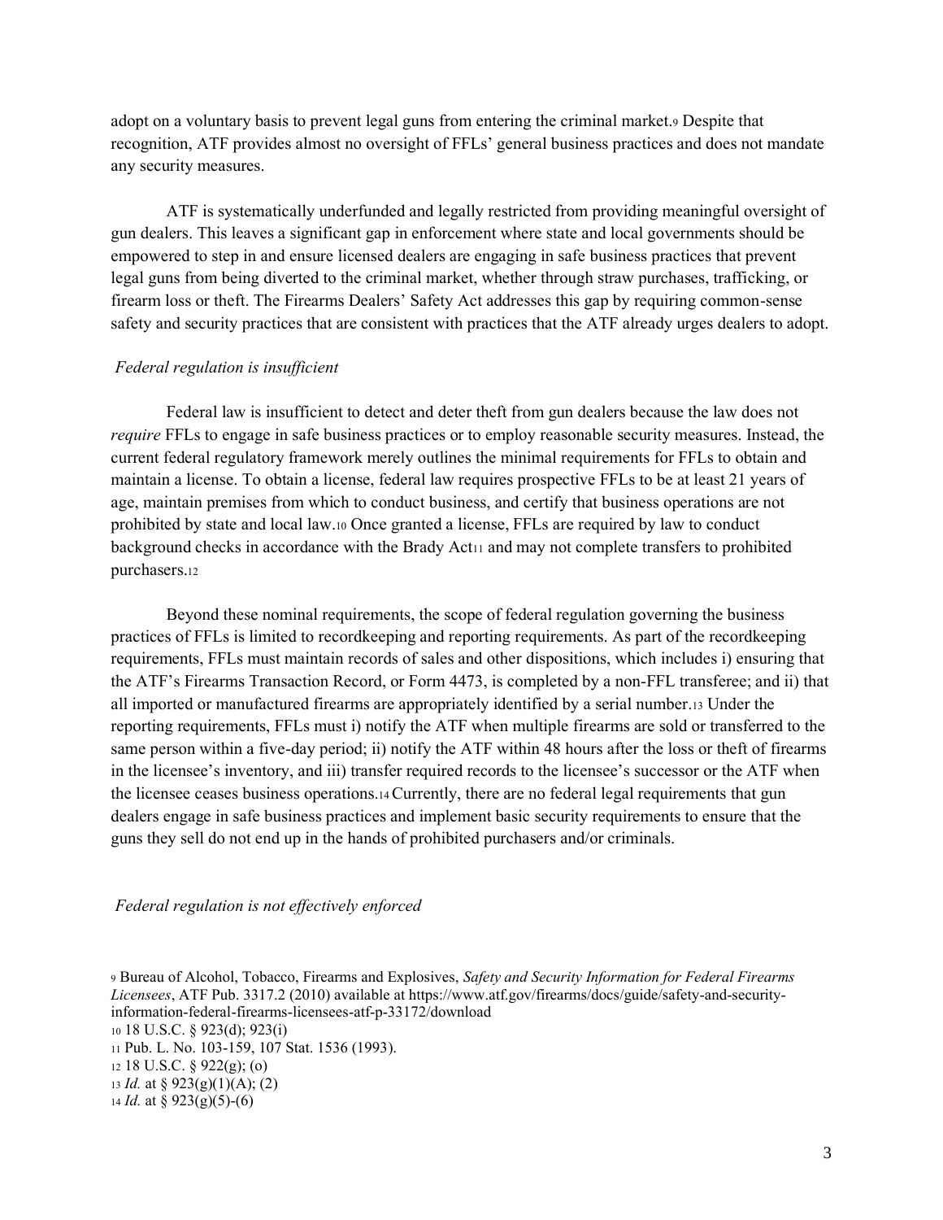adopt on a voluntary basis to prevent legal guns from entering the criminal market.[9] Despite that recognition, ATF provides almost no oversight of FFLs' general business practices and does not mandate any security measures.

ATF is systematically underfunded and legally restricted from providing meaningful oversight of gun dealers. This leaves a significant gap in enforcement where state and local governments should be empowered to step in and ensure licensed dealers are engaging in safe business practices that prevent legal guns from being diverted to the criminal market, whether through straw purchases, trafficking, or firearm loss or theft. The Firearms Dealers' Safety Act addresses this gap by requiring common-sense safety and security practices that are consistent with practices that the ATF already urges dealers to adopt.

*Federal regulation is insufficient*

Federal law is insufficient to detect and deter theft from gun dealers because the law does not *require* FFLs to engage in safe business practices or to employ reasonable security measures. Instead, the current federal regulatory framework merely outlines the minimal requirements for FFLs to obtain and maintain a license. To obtain a license, federal law requires prospective FFLs to be at least 21 years of age, maintain premises from which to conduct business, and certify that business operations are not prohibited by state and local law.[10] Once granted a license, FFLs are required by law to conduct background checks in accordance with the Brady Act[11] and may not complete transfers to prohibited purchasers.[12]

Beyond these nominal requirements, the scope of federal regulation governing the business practices of FFLs is limited to recordkeeping and reporting requirements. As part of the recordkeeping requirements, FFLs must maintain records of sales and other dispositions, which includes i) ensuring that the ATF's Firearms Transaction Record, or Form 4473, is completed by a non-FFL transferee; and ii) that all imported or manufactured firearms are appropriately identified by a serial number.[13] Under the reporting requirements, FFLs must i) notify the ATF when multiple firearms are sold or transferred to the same person within a five-day period; ii) notify the ATF within 48 hours after the loss or theft of firearms in the licensee's inventory, and iii) transfer required records to the licensee's successor or the ATF when the licensee ceases business operations.[14] Currently, there are no federal legal requirements that gun dealers engage in safe business practices and implement basic security requirements to ensure that the guns they sell do not end up in the hands of prohibited purchasers and/or criminals.

*Federal regulation is not effectively enforced*

[9] Bureau of Alcohol, Tobacco, Firearms and Explosives, *Safety and Security Information for Federal Firearms Licensees*, ATF Pub. 3317.2 (2010) available at https://www.atf.gov/firearms/docs/guide/safety-and-security-information-federal-firearms-licensees-atf-p-33172/download

[10] 18 U.S.C. § 923(d); 923(i)

[11] Pub. L. No. 103-159, 107 Stat. 1536 (1993).

[12] 18 U.S.C. § 922(g); (o)

[13] *Id.* at § 923(g)(1)(A); (2)

[14] *Id.* at § 923(g)(5)-(6)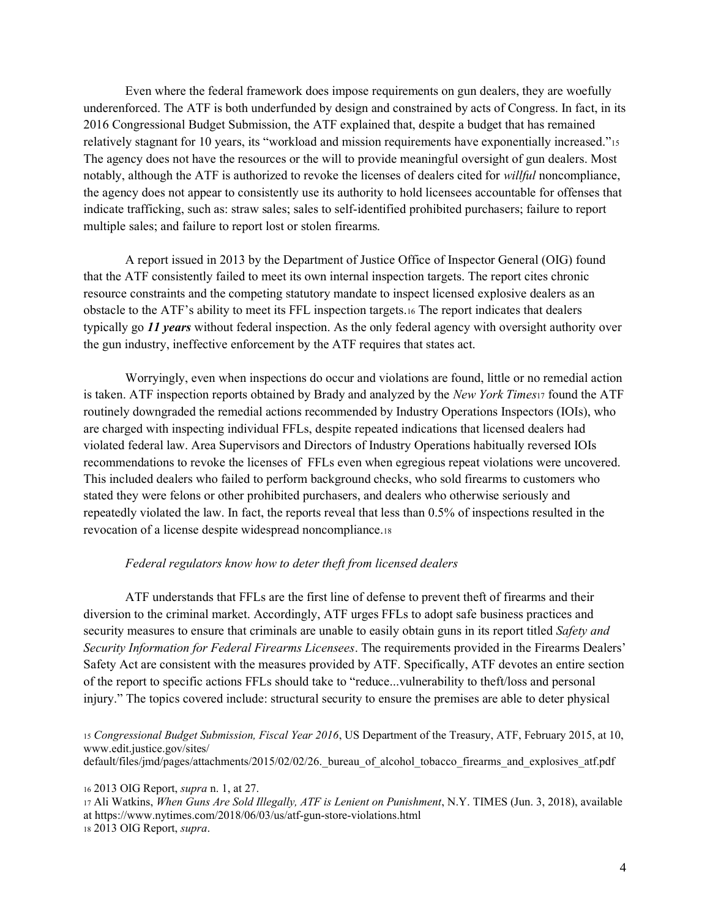Even where the federal framework does impose requirements on gun dealers, they are woefully underenforced. The ATF is both underfunded by design and constrained by acts of Congress. In fact, in its 2016 Congressional Budget Submission, the ATF explained that, despite a budget that has remained relatively stagnant for 10 years, its "workload and mission requirements have exponentially increased."[15] The agency does not have the resources or the will to provide meaningful oversight of gun dealers. Most notably, although the ATF is authorized to revoke the licenses of dealers cited for *willful* noncompliance, the agency does not appear to consistently use its authority to hold licensees accountable for offenses that indicate trafficking, such as: straw sales; sales to self-identified prohibited purchasers; failure to report multiple sales; and failure to report lost or stolen firearms.

A report issued in 2013 by the Department of Justice Office of Inspector General (OIG) found that the ATF consistently failed to meet its own internal inspection targets. The report cites chronic resource constraints and the competing statutory mandate to inspect licensed explosive dealers as an obstacle to the ATF's ability to meet its FFL inspection targets.[16] The report indicates that dealers typically go ***11 years*** without federal inspection. As the only federal agency with oversight authority over the gun industry, ineffective enforcement by the ATF requires that states act.

Worryingly, even when inspections do occur and violations are found, little or no remedial action is taken. ATF inspection reports obtained by Brady and analyzed by the *New York Times*[17] found the ATF routinely downgraded the remedial actions recommended by Industry Operations Inspectors (IOIs), who are charged with inspecting individual FFLs, despite repeated indications that licensed dealers had violated federal law. Area Supervisors and Directors of Industry Operations habitually reversed IOIs recommendations to revoke the licenses of FFLs even when egregious repeat violations were uncovered. This included dealers who failed to perform background checks, who sold firearms to customers who stated they were felons or other prohibited purchasers, and dealers who otherwise seriously and repeatedly violated the law. In fact, the reports reveal that less than 0.5% of inspections resulted in the revocation of a license despite widespread noncompliance.[18]

*Federal regulators know how to deter theft from licensed dealers*

ATF understands that FFLs are the first line of defense to prevent theft of firearms and their diversion to the criminal market. Accordingly, ATF urges FFLs to adopt safe business practices and security measures to ensure that criminals are unable to easily obtain guns in its report titled *Safety and Security Information for Federal Firearms Licensees*. The requirements provided in the Firearms Dealers' Safety Act are consistent with the measures provided by ATF. Specifically, ATF devotes an entire section of the report to specific actions FFLs should take to "reduce...vulnerability to theft/loss and personal injury." The topics covered include: structural security to ensure the premises are able to deter physical

[15] *Congressional Budget Submission, Fiscal Year 2016*, US Department of the Treasury, ATF, February 2015, at 10, www.edit.justice.gov/sites/default/files/jmd/pages/attachments/2015/02/02/26._bureau_of_alcohol_tobacco_firearms_and_explosives_atf.pdf

[16] 2013 OIG Report, *supra* n. 1, at 27.

[17] Ali Watkins, *When Guns Are Sold Illegally, ATF is Lenient on Punishment*, N.Y. TIMES (Jun. 3, 2018), available at https://www.nytimes.com/2018/06/03/us/atf-gun-store-violations.html

[18] 2013 OIG Report, *supra*.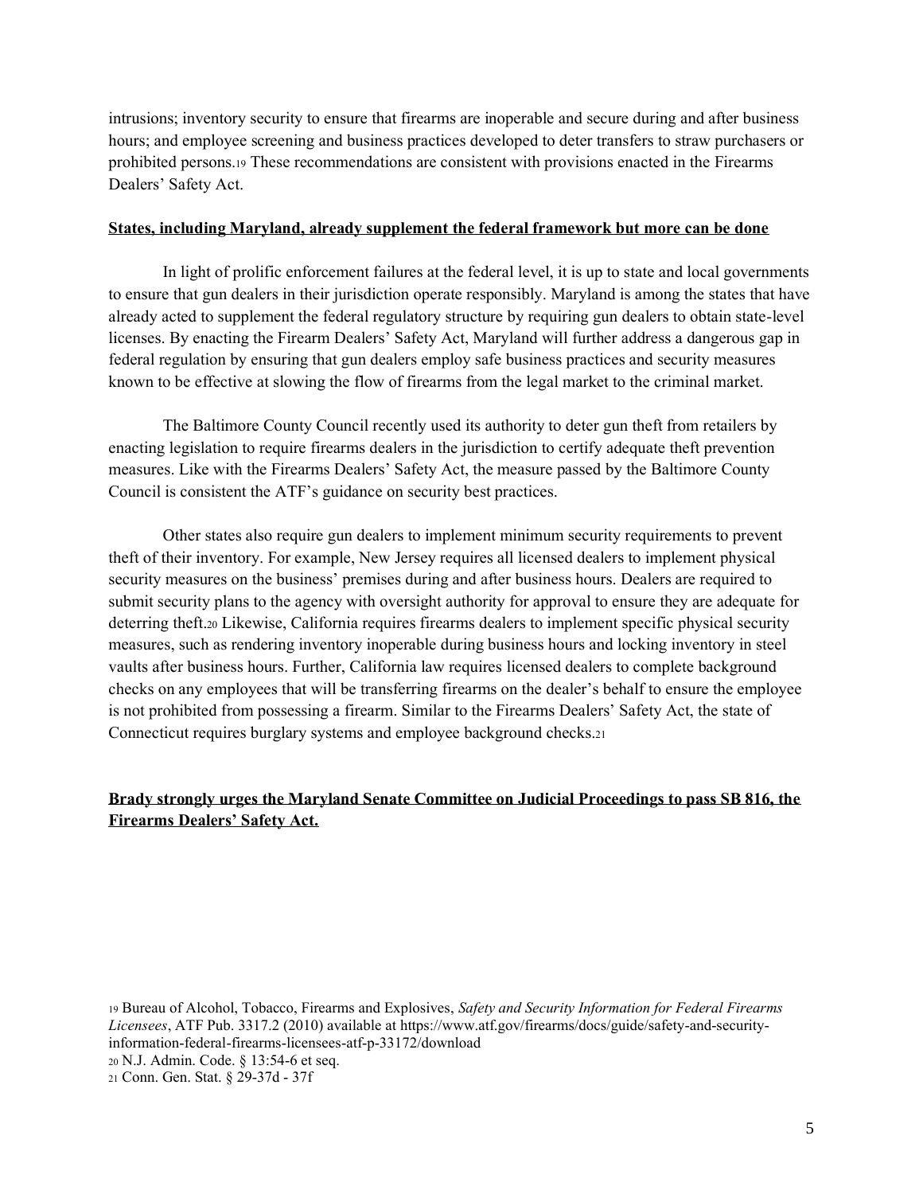intrusions; inventory security to ensure that firearms are inoperable and secure during and after business hours; and employee screening and business practices developed to deter transfers to straw purchasers or prohibited persons.[19] These recommendations are consistent with provisions enacted in the Firearms Dealers' Safety Act.

**States, including Maryland, already supplement the federal framework but more can be done**

In light of prolific enforcement failures at the federal level, it is up to state and local governments to ensure that gun dealers in their jurisdiction operate responsibly. Maryland is among the states that have already acted to supplement the federal regulatory structure by requiring gun dealers to obtain state-level licenses. By enacting the Firearm Dealers' Safety Act, Maryland will further address a dangerous gap in federal regulation by ensuring that gun dealers employ safe business practices and security measures known to be effective at slowing the flow of firearms from the legal market to the criminal market.

The Baltimore County Council recently used its authority to deter gun theft from retailers by enacting legislation to require firearms dealers in the jurisdiction to certify adequate theft prevention measures. Like with the Firearms Dealers' Safety Act, the measure passed by the Baltimore County Council is consistent the ATF's guidance on security best practices.

Other states also require gun dealers to implement minimum security requirements to prevent theft of their inventory. For example, New Jersey requires all licensed dealers to implement physical security measures on the business' premises during and after business hours. Dealers are required to submit security plans to the agency with oversight authority for approval to ensure they are adequate for deterring theft.[20] Likewise, California requires firearms dealers to implement specific physical security measures, such as rendering inventory inoperable during business hours and locking inventory in steel vaults after business hours. Further, California law requires licensed dealers to complete background checks on any employees that will be transferring firearms on the dealer's behalf to ensure the employee is not prohibited from possessing a firearm. Similar to the Firearms Dealers' Safety Act, the state of Connecticut requires burglary systems and employee background checks.[21]

**Brady strongly urges the Maryland Senate Committee on Judicial Proceedings to pass SB 816, the Firearms Dealers' Safety Act.**

[19] Bureau of Alcohol, Tobacco, Firearms and Explosives, *Safety and Security Information for Federal Firearms Licensees*, ATF Pub. 3317.2 (2010) available at https://www.atf.gov/firearms/docs/guide/safety-and-security-information-federal-firearms-licensees-atf-p-33172/download

[20] N.J. Admin. Code. § 13:54-6 et seq.

[21] Conn. Gen. Stat. § 29-37d - 37f